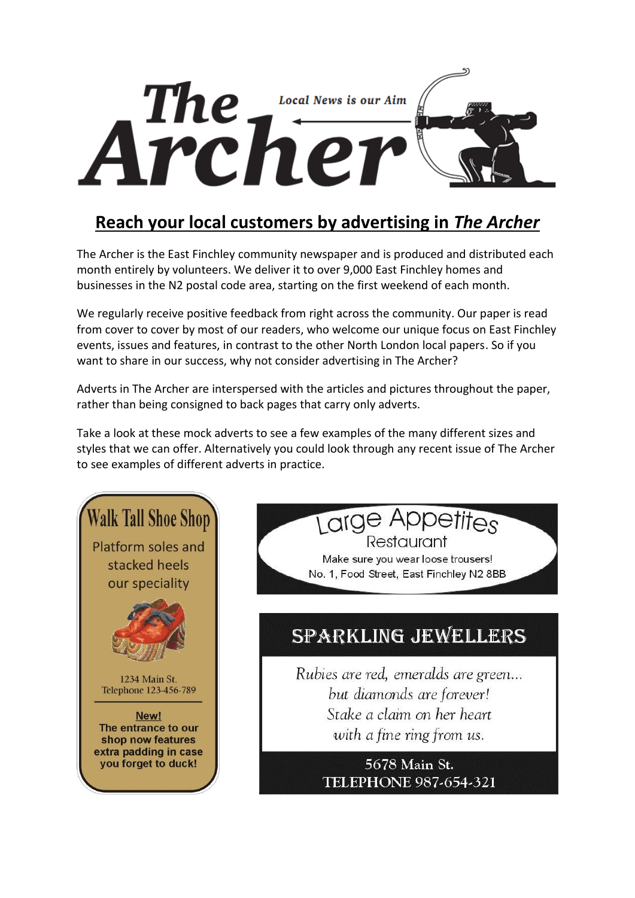# The Archer

*Local News is our Aim*

## Reach your local customers by advertising in *The Archer*

The Archer is the East Finchley community newspaper and is produced and distributed each month entirely by volunteers. We deliver it to over 9,000 East Finchley homes and businesses in the N2 postal code area, starting on the first weekend of each month.

We regularly receive positive feedback from right across the community. Our paper is read from cover to cover by most of our readers, who welcome our unique focus on East Finchley events, issues and features, in contrast to the other North London local papers. So if you want to share in our success, why not consider advertising in The Archer?

Adverts in The Archer are interspersed with the articles and pictures throughout the paper, rather than being consigned to back pages that carry only adverts.

Take a look at these mock adverts to see a few examples of the many different sizes and styles that we can offer. Alternatively you could look through any recent issue of The Archer to see examples of different adverts in practice.

**Walk Tall Shoe Shop**

Platform soles and stacked heels our speciality

1234 Main St.
Telephone 123-456-789

**New!**
**The entrance to our shop now features extra padding in case you forget to duck!**

**Large Appetites**
Restaurant

Make sure you wear loose trousers!
No. 1, Food Street, East Finchley N2 8BB

**SPARKLING JEWELLERS**

*Rubies are red, emeralds are green...*
*but diamonds are forever!*
*Stake a claim on her heart*
*with a fine ring from us.*

5678 Main St.
TELEPHONE 987-654-321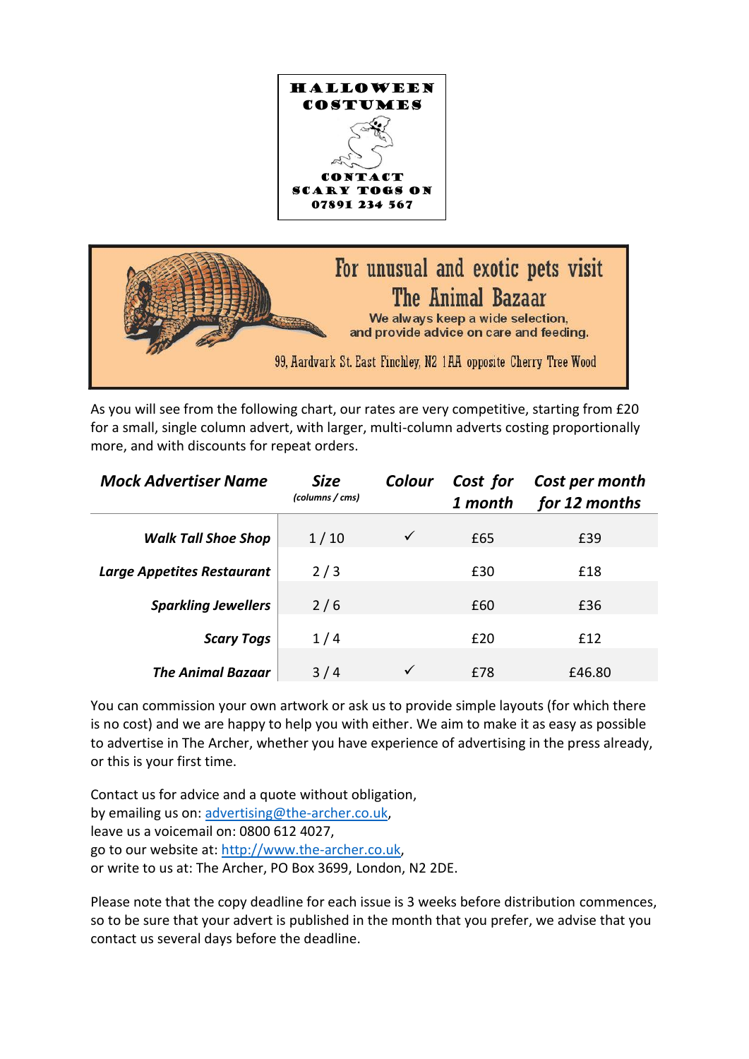HALLOWEEN COSTUMES

CONTACT SCARY TOGS ON 07891 234 567

For unusual and exotic pets visit The Animal Bazaar

We always keep a wide selection, and provide advice on care and feeding.

99, Aardvark St. East Finchley, N2 1AA opposite Cherry Tree Wood

As you will see from the following chart, our rates are very competitive, starting from £20 for a small, single column advert, with larger, multi-column adverts costing proportionally more, and with discounts for repeat orders.

| *Mock Advertiser Name* | *Size* *(columns / cms)* | *Colour* | *Cost for 1 month* | *Cost per month for 12 months* |
|---|---|---|---|---|
| *Walk Tall Shoe Shop* | 1 / 10 | ✓ | £65 | £39 |
| *Large Appetites Restaurant* | 2 / 3 | | £30 | £18 |
| *Sparkling Jewellers* | 2 / 6 | | £60 | £36 |
| *Scary Togs* | 1 / 4 | | £20 | £12 |
| *The Animal Bazaar* | 3 / 4 | ✓ | £78 | £46.80 |

You can commission your own artwork or ask us to provide simple layouts (for which there is no cost) and we are happy to help you with either. We aim to make it as easy as possible to advertise in The Archer, whether you have experience of advertising in the press already, or this is your first time.

Contact us for advice and a quote without obligation,
by emailing us on: advertising@the-archer.co.uk,
leave us a voicemail on: 0800 612 4027,
go to our website at: http://www.the-archer.co.uk,
or write to us at: The Archer, PO Box 3699, London, N2 2DE.

Please note that the copy deadline for each issue is 3 weeks before distribution commences, so to be sure that your advert is published in the month that you prefer, we advise that you contact us several days before the deadline.